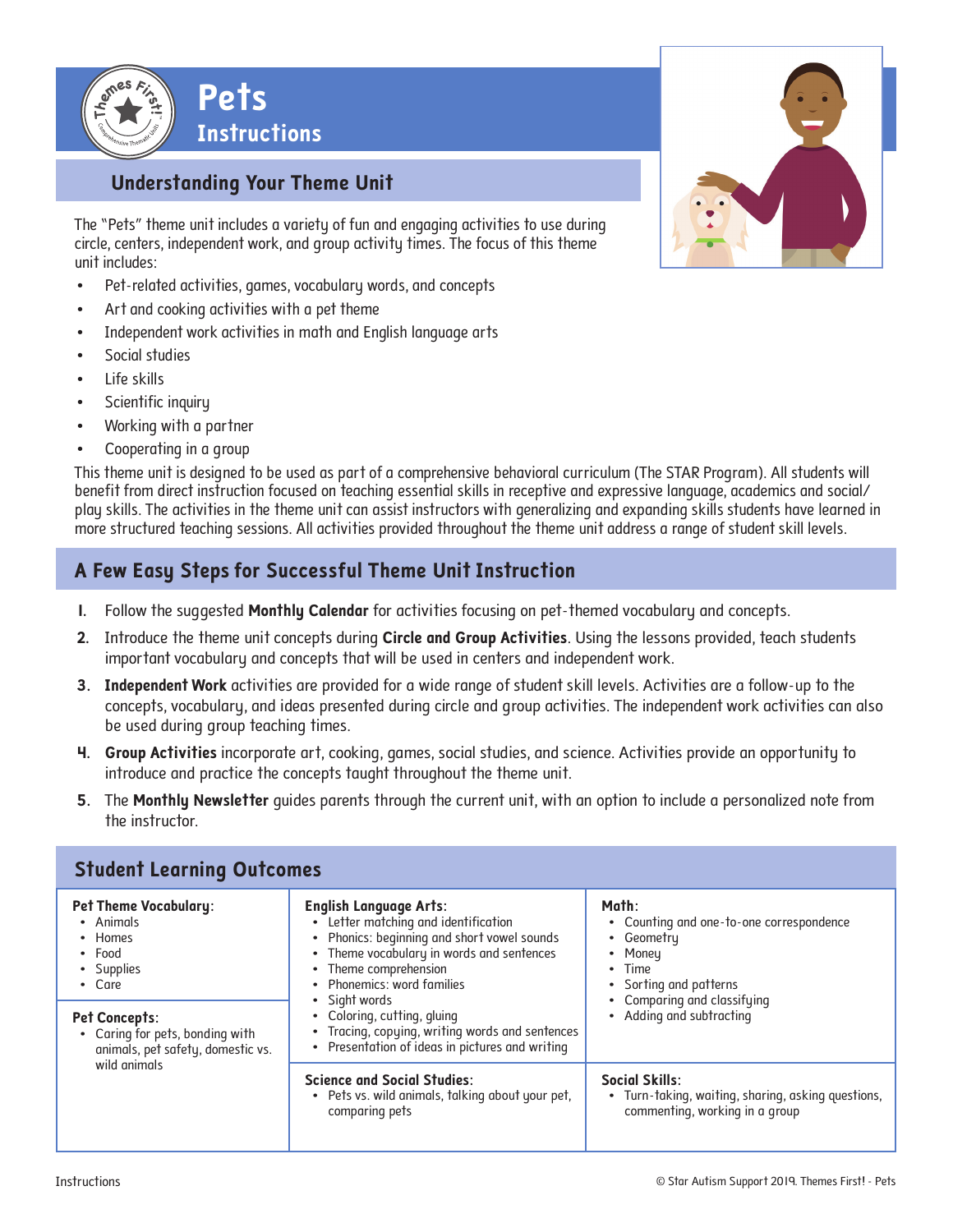# Pets
## Instructions

### Understanding Your Theme Unit

The "Pets" theme unit includes a variety of fun and engaging activities to use during circle, centers, independent work, and group activity times. The focus of this theme unit includes:

- Pet-related activities, games, vocabulary words, and concepts
- Art and cooking activities with a pet theme
- Independent work activities in math and English language arts
- Social studies
- Life skills
- Scientific inquiry
- Working with a partner
- Cooperating in a group

This theme unit is designed to be used as part of a comprehensive behavioral curriculum (The STAR Program). All students will benefit from direct instruction focused on teaching essential skills in receptive and expressive language, academics and social/play skills. The activities in the theme unit can assist instructors with generalizing and expanding skills students have learned in more structured teaching sessions. All activities provided throughout the theme unit address a range of student skill levels.

### A Few Easy Steps for Successful Theme Unit Instruction

1. Follow the suggested **Monthly Calendar** for activities focusing on pet-themed vocabulary and concepts.
2. Introduce the theme unit concepts during **Circle and Group Activities**. Using the lessons provided, teach students important vocabulary and concepts that will be used in centers and independent work.
3. **Independent Work** activities are provided for a wide range of student skill levels. Activities are a follow-up to the concepts, vocabulary, and ideas presented during circle and group activities. The independent work activities can also be used during group teaching times.
4. **Group Activities** incorporate art, cooking, games, social studies, and science. Activities provide an opportunity to introduce and practice the concepts taught throughout the theme unit.
5. The **Monthly Newsletter** guides parents through the current unit, with an option to include a personalized note from the instructor.

### Student Learning Outcomes

**Pet Theme Vocabulary:**
- Animals
- Homes
- Food
- Supplies
- Care

**Pet Concepts:**
- Caring for pets, bonding with animals, pet safety, domestic vs. wild animals

**English Language Arts:**
- Letter matching and identification
- Phonics: beginning and short vowel sounds
- Theme vocabulary in words and sentences
- Theme comprehension
- Phonemics: word families
- Sight words
- Coloring, cutting, gluing
- Tracing, copying, writing words and sentences
- Presentation of ideas in pictures and writing

**Science and Social Studies:**
- Pets vs. wild animals, talking about your pet, comparing pets

**Math:**
- Counting and one-to-one correspondence
- Geometry
- Money
- Time
- Sorting and patterns
- Comparing and classifying
- Adding and subtracting

**Social Skills:**
- Turn-taking, waiting, sharing, asking questions, commenting, working in a group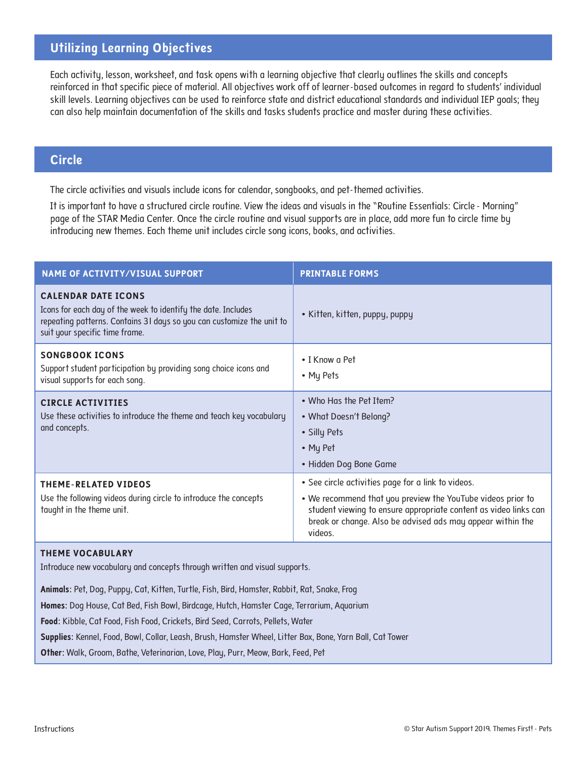## Utilizing Learning Objectives

Each activity, lesson, worksheet, and task opens with a learning objective that clearly outlines the skills and concepts reinforced in that specific piece of material. All objectives work off of learner-based outcomes in regard to students' individual skill levels. Learning objectives can be used to reinforce state and district educational standards and individual IEP goals; they can also help maintain documentation of the skills and tasks students practice and master during these activities.

## Circle

The circle activities and visuals include icons for calendar, songbooks, and pet-themed activities.

It is important to have a structured circle routine. View the ideas and visuals in the "Routine Essentials: Circle - Morning" page of the STAR Media Center. Once the circle routine and visual supports are in place, add more fun to circle time by introducing new themes. Each theme unit includes circle song icons, books, and activities.

| NAME OF ACTIVITY/VISUAL SUPPORT | PRINTABLE FORMS |
|---|---|
| **CALENDAR DATE ICONS**<br>Icons for each day of the week to identify the date. Includes repeating patterns. Contains 31 days so you can customize the unit to suit your specific time frame. | • Kitten, kitten, puppy, puppy |
| **SONGBOOK ICONS**<br>Support student participation by providing song choice icons and visual supports for each song. | • I Know a Pet<br>• My Pets |
| **CIRCLE ACTIVITIES**<br>Use these activities to introduce the theme and teach key vocabulary and concepts. | • Who Has the Pet Item?<br>• What Doesn't Belong?<br>• Silly Pets<br>• My Pet<br>• Hidden Dog Bone Game |
| **THEME-RELATED VIDEOS**<br>Use the following videos during circle to introduce the concepts taught in the theme unit. | • See circle activities page for a link to videos.<br>• We recommend that you preview the YouTube videos prior to student viewing to ensure appropriate content as video links can break or change. Also be advised ads may appear within the videos. |

**THEME VOCABULARY**

Introduce new vocabulary and concepts through written and visual supports.

**Animals**: Pet, Dog, Puppy, Cat, Kitten, Turtle, Fish, Bird, Hamster, Rabbit, Rat, Snake, Frog

**Homes**: Dog House, Cat Bed, Fish Bowl, Birdcage, Hutch, Hamster Cage, Terrarium, Aquarium

**Food**: Kibble, Cat Food, Fish Food, Crickets, Bird Seed, Carrots, Pellets, Water

**Supplies**: Kennel, Food, Bowl, Collar, Leash, Brush, Hamster Wheel, Litter Box, Bone, Yarn Ball, Cat Tower

**Other**: Walk, Groom, Bathe, Veterinarian, Love, Play, Purr, Meow, Bark, Feed, Pet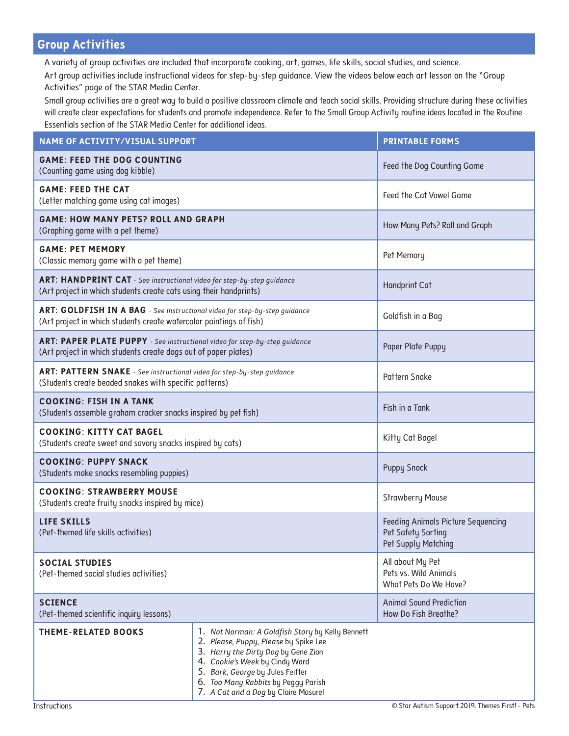## Group Activities

A variety of group activities are included that incorporate cooking, art, games, life skills, social studies, and science.

Art group activities include instructional videos for step-by-step guidance. View the videos below each art lesson on the "Group Activities" page of the STAR Media Center.

Small group activities are a great way to build a positive classroom climate and teach social skills. Providing structure during these activities will create clear expectations for students and promote independence. Refer to the Small Group Activity routine ideas located in the Routine Essentials section of the STAR Media Center for additional ideas.

| NAME OF ACTIVITY/VISUAL SUPPORT | PRINTABLE FORMS |
|---|---|
| **GAME: FEED THE DOG COUNTING**<br>(Counting game using dog kibble) | Feed the Dog Counting Game |
| **GAME: FEED THE CAT**<br>(Letter matching game using cat images) | Feed the Cat Vowel Game |
| **GAME: HOW MANY PETS? ROLL AND GRAPH**<br>(Graphing game with a pet theme) | How Many Pets? Roll and Graph |
| **GAME: PET MEMORY**<br>(Classic memory game with a pet theme) | Pet Memory |
| **ART: HANDPRINT CAT** - *See instructional video for step-by-step guidance*<br>(Art project in which students create cats using their handprints) | Handprint Cat |
| **ART: GOLDFISH IN A BAG** - *See instructional video for step-by-step guidance*<br>(Art project in which students create watercolor paintings of fish) | Goldfish in a Bag |
| **ART: PAPER PLATE PUPPY** - *See instructional video for step-by-step guidance*<br>(Art project in which students create dogs out of paper plates) | Paper Plate Puppy |
| **ART: PATTERN SNAKE** - *See instructional video for step-by-step guidance*<br>(Students create beaded snakes with specific patterns) | Pattern Snake |
| **COOKING: FISH IN A TANK**<br>(Students assemble graham cracker snacks inspired by pet fish) | Fish in a Tank |
| **COOKING: KITTY CAT BAGEL**<br>(Students create sweet and savory snacks inspired by cats) | Kitty Cat Bagel |
| **COOKING: PUPPY SNACK**<br>(Students make snacks resembling puppies) | Puppy Snack |
| **COOKING: STRAWBERRY MOUSE**<br>(Students create fruity snacks inspired by mice) | Strawberry Mouse |
| **LIFE SKILLS**<br>(Pet-themed life skills activities) | Feeding Animals Picture Sequencing<br>Pet Safety Sorting<br>Pet Supply Matching |
| **SOCIAL STUDIES**<br>(Pet-themed social studies activities) | All about My Pet<br>Pets vs. Wild Animals<br>What Pets Do We Have? |
| **SCIENCE**<br>(Pet-themed scientific inquiry lessons) | Animal Sound Prediction<br>How Do Fish Breathe? |

**THEME-RELATED BOOKS**

1. *Not Norman: A Goldfish Story* by Kelly Bennett
2. *Please, Puppy, Please* by Spike Lee
3. *Harry the Dirty Dog* by Gene Zion
4. *Cookie's Week* by Cindy Ward
5. *Bark, George* by Jules Feiffer
6. *Too Many Rabbits* by Peggy Parish
7. *A Cat and a Dog* by Claire Masurel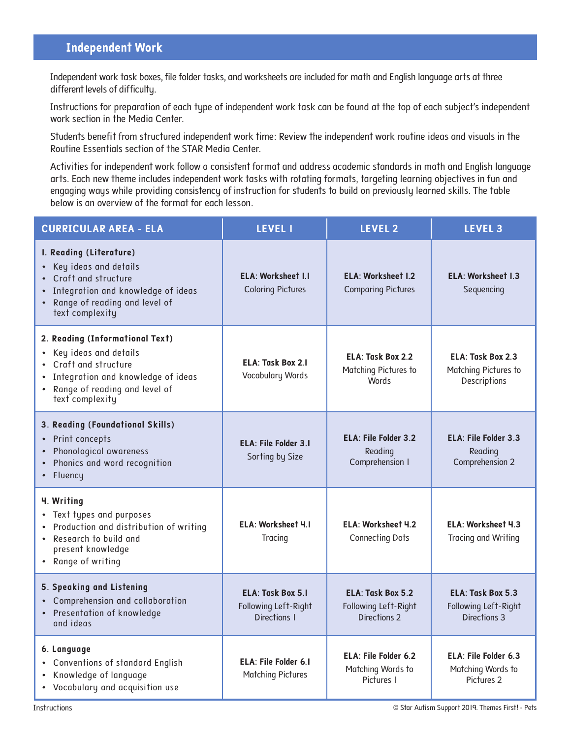## Independent Work

Independent work task boxes, file folder tasks, and worksheets are included for math and English language arts at three different levels of difficulty.

Instructions for preparation of each type of independent work task can be found at the top of each subject's independent work section in the Media Center.

Students benefit from structured independent work time: Review the independent work routine ideas and visuals in the Routine Essentials section of the STAR Media Center.

Activities for independent work follow a consistent format and address academic standards in math and English language arts. Each new theme includes independent work tasks with rotating formats, targeting learning objectives in fun and engaging ways while providing consistency of instruction for students to build on previously learned skills. The table below is an overview of the format for each lesson.

| CURRICULAR AREA - ELA | LEVEL 1 | LEVEL 2 | LEVEL 3 |
|---|---|---|---|
| **1. Reading (Literature)**<br>• Key ideas and details<br>• Craft and structure<br>• Integration and knowledge of ideas<br>• Range of reading and level of text complexity | **ELA: Worksheet 1.1**<br>Coloring Pictures | **ELA: Worksheet 1.2**<br>Comparing Pictures | **ELA: Worksheet 1.3**<br>Sequencing |
| **2. Reading (Informational Text)**<br>• Key ideas and details<br>• Craft and structure<br>• Integration and knowledge of ideas<br>• Range of reading and level of text complexity | **ELA: Task Box 2.1**<br>Vocabulary Words | **ELA: Task Box 2.2**<br>Matching Pictures to Words | **ELA: Task Box 2.3**<br>Matching Pictures to Descriptions |
| **3. Reading (Foundational Skills)**<br>• Print concepts<br>• Phonological awareness<br>• Phonics and word recognition<br>• Fluency | **ELA: File Folder 3.1**<br>Sorting by Size | **ELA: File Folder 3.2**<br>Reading Comprehension 1 | **ELA: File Folder 3.3**<br>Reading Comprehension 2 |
| **4. Writing**<br>• Text types and purposes<br>• Production and distribution of writing<br>• Research to build and present knowledge<br>• Range of writing | **ELA: Worksheet 4.1**<br>Tracing | **ELA: Worksheet 4.2**<br>Connecting Dots | **ELA: Worksheet 4.3**<br>Tracing and Writing |
| **5. Speaking and Listening**<br>• Comprehension and collaboration<br>• Presentation of knowledge and ideas | **ELA: Task Box 5.1**<br>Following Left-Right Directions 1 | **ELA: Task Box 5.2**<br>Following Left-Right Directions 2 | **ELA: Task Box 5.3**<br>Following Left-Right Directions 3 |
| **6. Language**<br>• Conventions of standard English<br>• Knowledge of language<br>• Vocabulary and acquisition use | **ELA: File Folder 6.1**<br>Matching Pictures | **ELA: File Folder 6.2**<br>Matching Words to Pictures 1 | **ELA: File Folder 6.3**<br>Matching Words to Pictures 2 |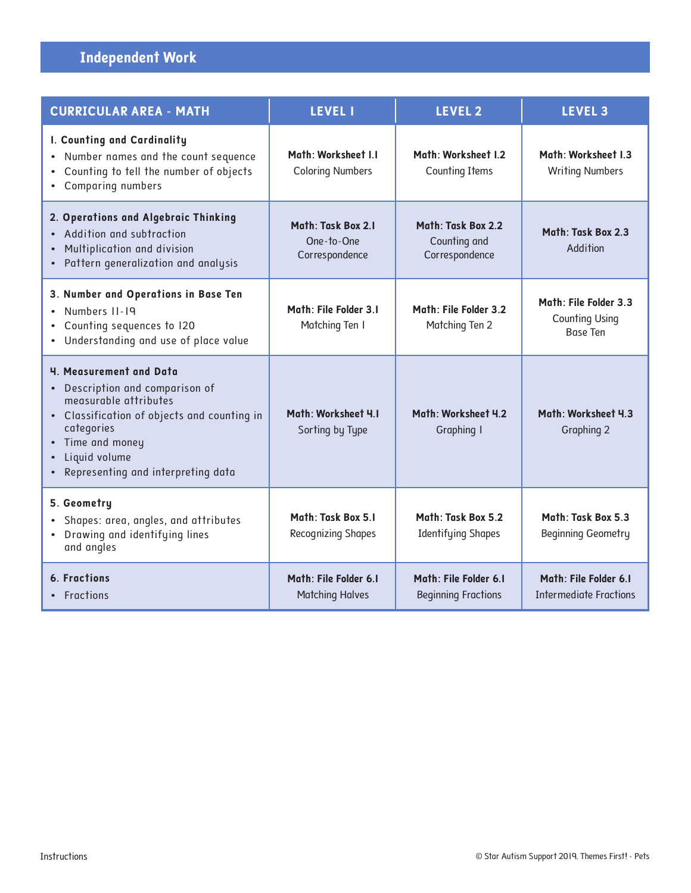## Independent Work

| CURRICULAR AREA - MATH | LEVEL 1 | LEVEL 2 | LEVEL 3 |
|---|---|---|---|
| **1. Counting and Cardinality**<br>• Number names and the count sequence<br>• Counting to tell the number of objects<br>• Comparing numbers | **Math: Worksheet 1.1**<br>Coloring Numbers | **Math: Worksheet 1.2**<br>Counting Items | **Math: Worksheet 1.3**<br>Writing Numbers |
| **2. Operations and Algebraic Thinking**<br>• Addition and subtraction<br>• Multiplication and division<br>• Pattern generalization and analysis | **Math: Task Box 2.1**<br>One-to-One Correspondence | **Math: Task Box 2.2**<br>Counting and Correspondence | **Math: Task Box 2.3**<br>Addition |
| **3. Number and Operations in Base Ten**<br>• Numbers 11-19<br>• Counting sequences to 120<br>• Understanding and use of place value | **Math: File Folder 3.1**<br>Matching Ten 1 | **Math: File Folder 3.2**<br>Matching Ten 2 | **Math: File Folder 3.3**<br>Counting Using Base Ten |
| **4. Measurement and Data**<br>• Description and comparison of measurable attributes<br>• Classification of objects and counting in categories<br>• Time and money<br>• Liquid volume<br>• Representing and interpreting data | **Math: Worksheet 4.1**<br>Sorting by Type | **Math: Worksheet 4.2**<br>Graphing 1 | **Math: Worksheet 4.3**<br>Graphing 2 |
| **5. Geometry**<br>• Shapes: area, angles, and attributes<br>• Drawing and identifying lines and angles | **Math: Task Box 5.1**<br>Recognizing Shapes | **Math: Task Box 5.2**<br>Identifying Shapes | **Math: Task Box 5.3**<br>Beginning Geometry |
| **6. Fractions**<br>• Fractions | **Math: File Folder 6.1**<br>Matching Halves | **Math: File Folder 6.1**<br>Beginning Fractions | **Math: File Folder 6.1**<br>Intermediate Fractions |